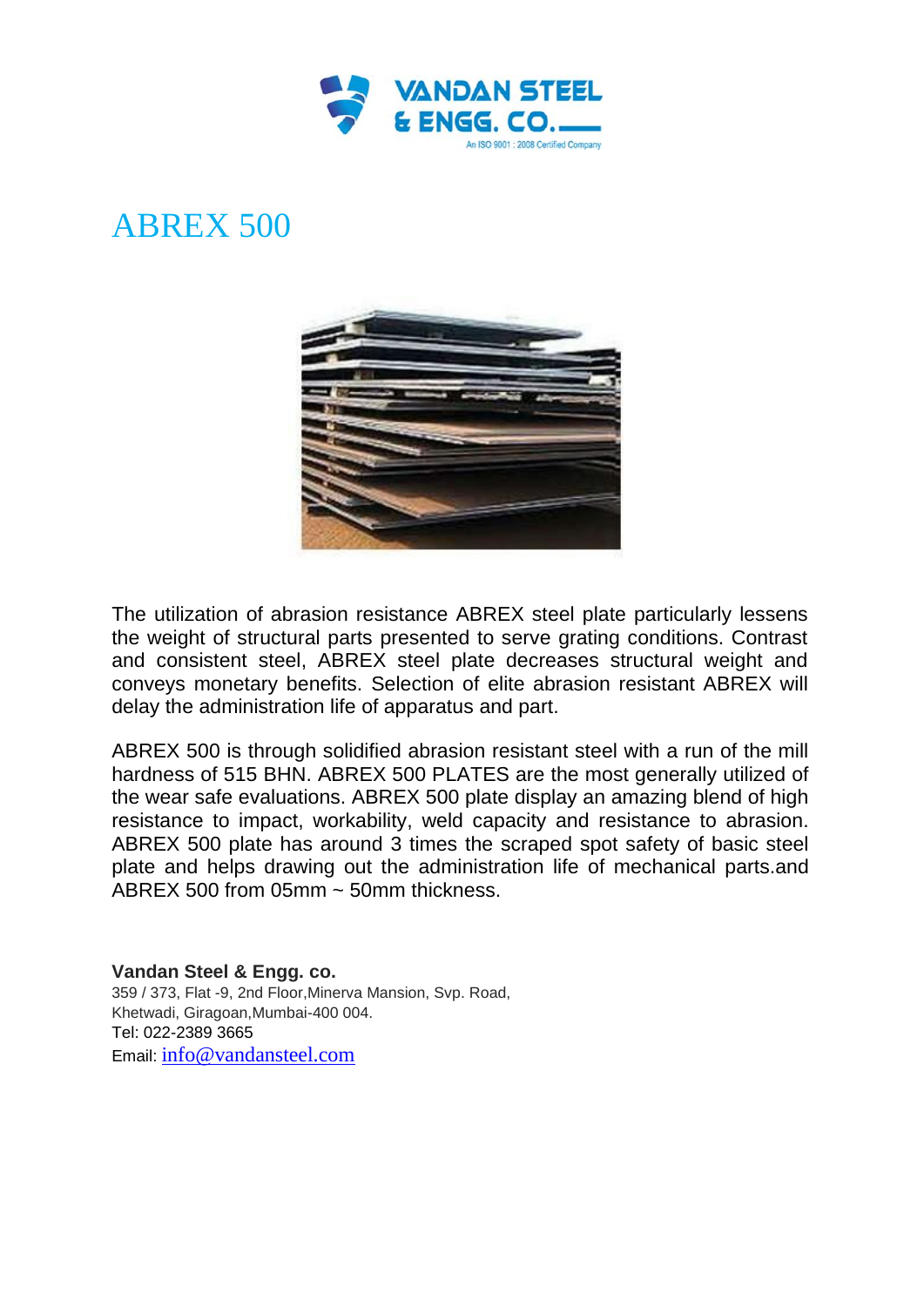VANDAN STEEL & ENGG. CO.

An ISO 9001 : 2008 Certified Company

# ABREX 500

The utilization of abrasion resistance ABREX steel plate particularly lessens the weight of structural parts presented to serve grating conditions. Contrast and consistent steel, ABREX steel plate decreases structural weight and conveys monetary benefits. Selection of elite abrasion resistant ABREX will delay the administration life of apparatus and part.

ABREX 500 is through solidified abrasion resistant steel with a run of the mill hardness of 515 BHN. ABREX 500 PLATES are the most generally utilized of the wear safe evaluations. ABREX 500 plate display an amazing blend of high resistance to impact, workability, weld capacity and resistance to abrasion. ABREX 500 plate has around 3 times the scraped spot safety of basic steel plate and helps drawing out the administration life of mechanical parts.and ABREX 500 from 05mm ~ 50mm thickness.

**Vandan Steel & Engg. co.**
359 / 373, Flat -9, 2nd Floor,Minerva Mansion, Svp. Road,
Khetwadi, Giragoan,Mumbai-400 004.
Tel: 022-2389 3665
Email: info@vandansteel.com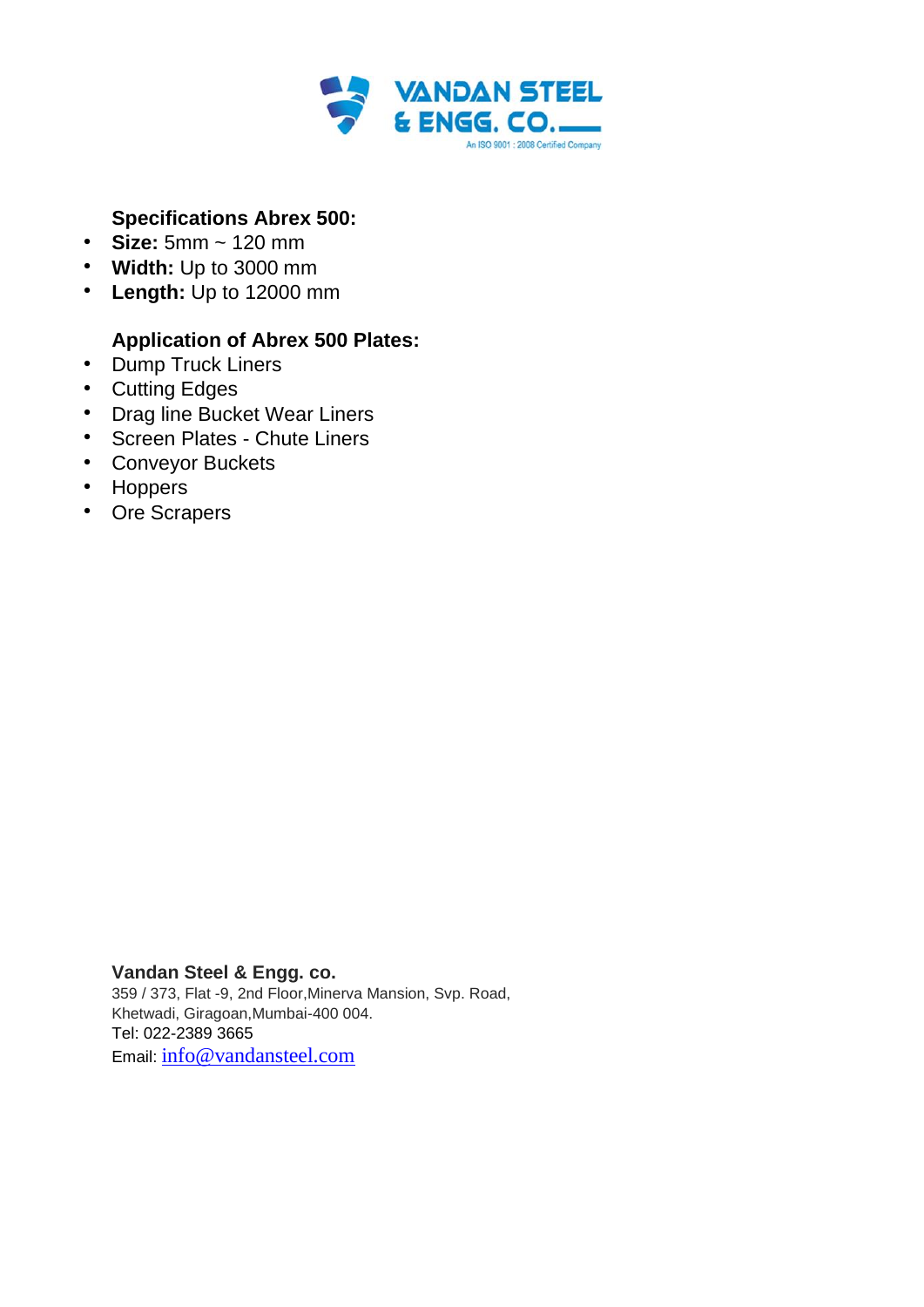**VANDAN STEEL & ENGG. CO.**
An ISO 9001 : 2008 Certified Company

**Specifications Abrex 500:**

- **Size:** 5mm ~ 120 mm
- **Width:** Up to 3000 mm
- **Length:** Up to 12000 mm

**Application of Abrex 500 Plates:**

- Dump Truck Liners
- Cutting Edges
- Drag line Bucket Wear Liners
- Screen Plates - Chute Liners
- Conveyor Buckets
- Hoppers
- Ore Scrapers

**Vandan Steel & Engg. co.**
359 / 373, Flat -9, 2nd Floor,Minerva Mansion, Svp. Road,
Khetwadi, Giragoan,Mumbai-400 004.
Tel: 022-2389 3665
Email: info@vandansteel.com